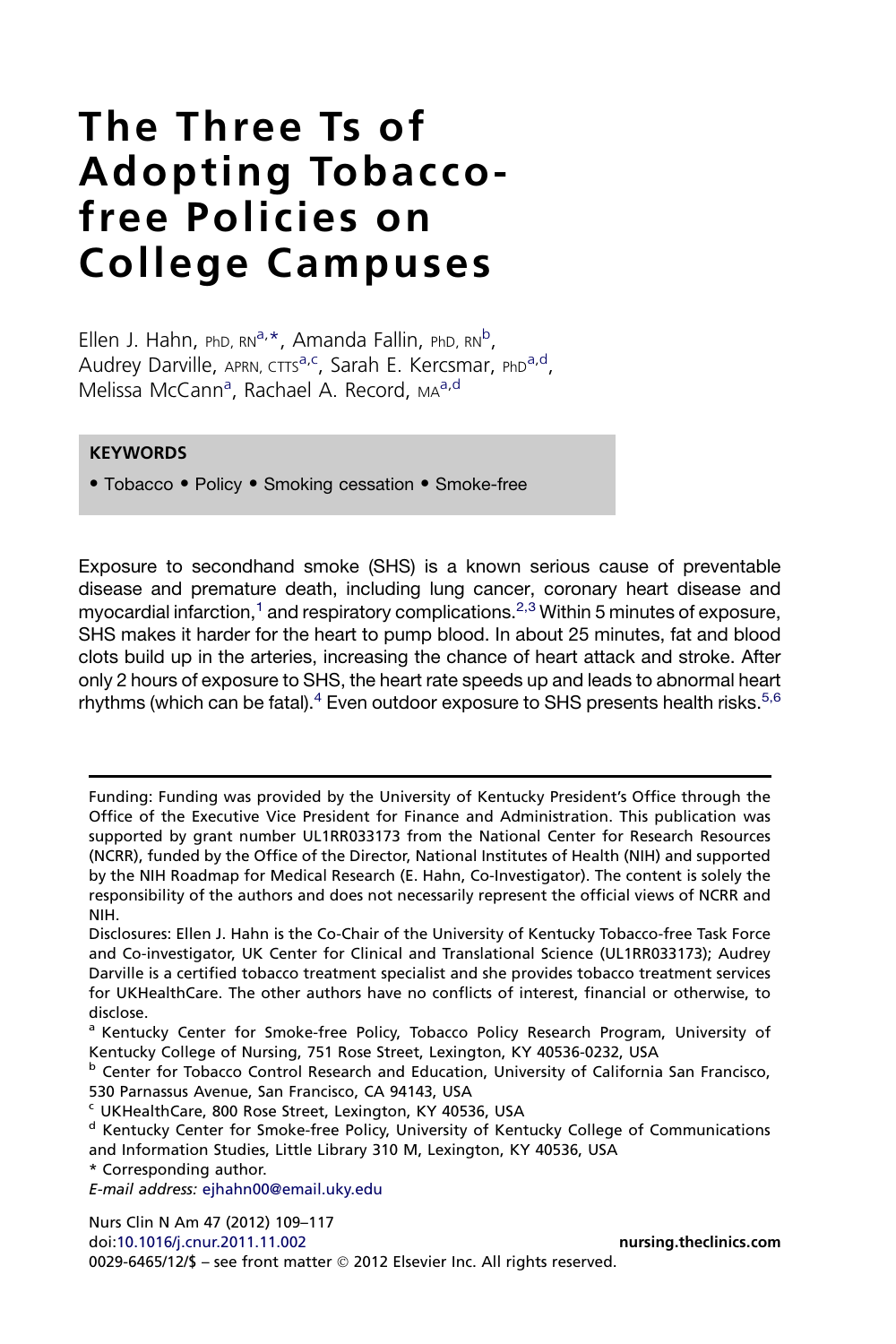# The Three Ts of Adopting Tobacco-free Policies on College Campuses

Ellen J. Hahn, PhD, RN[a,*], Amanda Fallin, PhD, RN[b], Audrey Darville, APRN, CTTS[a,c], Sarah E. Kercsmar, PhD[a,d], Melissa McCann[a], Rachael A. Record, MA[a,d]

**KEYWORDS**

- Tobacco • Policy • Smoking cessation • Smoke-free

Exposure to secondhand smoke (SHS) is a known serious cause of preventable disease and premature death, including lung cancer, coronary heart disease and myocardial infarction,[1] and respiratory complications.[2,3] Within 5 minutes of exposure, SHS makes it harder for the heart to pump blood. In about 25 minutes, fat and blood clots build up in the arteries, increasing the chance of heart attack and stroke. After only 2 hours of exposure to SHS, the heart rate speeds up and leads to abnormal heart rhythms (which can be fatal).[4] Even outdoor exposure to SHS presents health risks.[5,6]

---

Funding: Funding was provided by the University of Kentucky President's Office through the Office of the Executive Vice President for Finance and Administration. This publication was supported by grant number UL1RR033173 from the National Center for Research Resources (NCRR), funded by the Office of the Director, National Institutes of Health (NIH) and supported by the NIH Roadmap for Medical Research (E. Hahn, Co-Investigator). The content is solely the responsibility of the authors and does not necessarily represent the official views of NCRR and NIH.

Disclosures: Ellen J. Hahn is the Co-Chair of the University of Kentucky Tobacco-free Task Force and Co-investigator, UK Center for Clinical and Translational Science (UL1RR033173); Audrey Darville is a certified tobacco treatment specialist and she provides tobacco treatment services for UKHealthCare. The other authors have no conflicts of interest, financial or otherwise, to disclose.

[a] Kentucky Center for Smoke-free Policy, Tobacco Policy Research Program, University of Kentucky College of Nursing, 751 Rose Street, Lexington, KY 40536-0232, USA

[b] Center for Tobacco Control Research and Education, University of California San Francisco, 530 Parnassus Avenue, San Francisco, CA 94143, USA

[c] UKHealthCare, 800 Rose Street, Lexington, KY 40536, USA

[d] Kentucky Center for Smoke-free Policy, University of Kentucky College of Communications and Information Studies, Little Library 310 M, Lexington, KY 40536, USA

\* Corresponding author.

*E-mail address:* ejhahn00@email.uky.edu

Nurs Clin N Am 47 (2012) 109–117
doi:10.1016/j.cnur.2011.11.002
0029-6465/12/$ – see front matter © 2012 Elsevier Inc. All rights reserved.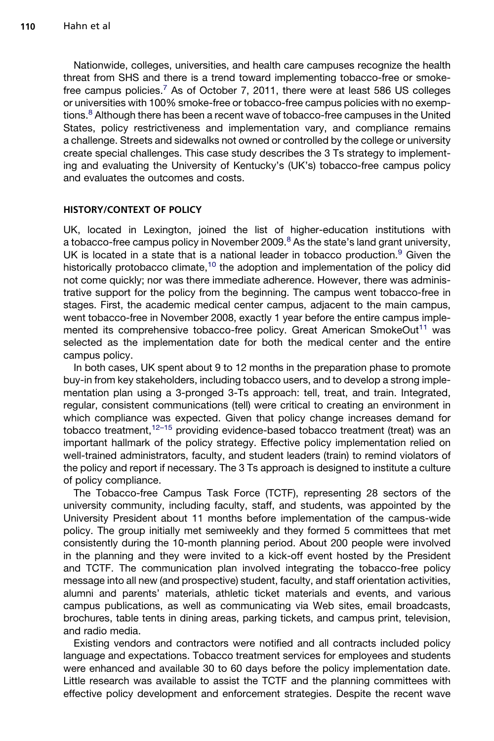Nationwide, colleges, universities, and health care campuses recognize the health threat from SHS and there is a trend toward implementing tobacco-free or smoke-free campus policies.[7] As of October 7, 2011, there were at least 586 US colleges or universities with 100% smoke-free or tobacco-free campus policies with no exemptions.[8] Although there has been a recent wave of tobacco-free campuses in the United States, policy restrictiveness and implementation vary, and compliance remains a challenge. Streets and sidewalks not owned or controlled by the college or university create special challenges. This case study describes the 3 Ts strategy to implementing and evaluating the University of Kentucky's (UK's) tobacco-free campus policy and evaluates the outcomes and costs.

## HISTORY/CONTEXT OF POLICY

UK, located in Lexington, joined the list of higher-education institutions with a tobacco-free campus policy in November 2009.[8] As the state's land grant university, UK is located in a state that is a national leader in tobacco production.[9] Given the historically protobacco climate,[10] the adoption and implementation of the policy did not come quickly; nor was there immediate adherence. However, there was administrative support for the policy from the beginning. The campus went tobacco-free in stages. First, the academic medical center campus, adjacent to the main campus, went tobacco-free in November 2008, exactly 1 year before the entire campus implemented its comprehensive tobacco-free policy. Great American SmokeOut[11] was selected as the implementation date for both the medical center and the entire campus policy.

In both cases, UK spent about 9 to 12 months in the preparation phase to promote buy-in from key stakeholders, including tobacco users, and to develop a strong implementation plan using a 3-pronged 3-Ts approach: tell, treat, and train. Integrated, regular, consistent communications (tell) were critical to creating an environment in which compliance was expected. Given that policy change increases demand for tobacco treatment,[12–15] providing evidence-based tobacco treatment (treat) was an important hallmark of the policy strategy. Effective policy implementation relied on well-trained administrators, faculty, and student leaders (train) to remind violators of the policy and report if necessary. The 3 Ts approach is designed to institute a culture of policy compliance.

The Tobacco-free Campus Task Force (TCTF), representing 28 sectors of the university community, including faculty, staff, and students, was appointed by the University President about 11 months before implementation of the campus-wide policy. The group initially met semiweekly and they formed 5 committees that met consistently during the 10-month planning period. About 200 people were involved in the planning and they were invited to a kick-off event hosted by the President and TCTF. The communication plan involved integrating the tobacco-free policy message into all new (and prospective) student, faculty, and staff orientation activities, alumni and parents' materials, athletic ticket materials and events, and various campus publications, as well as communicating via Web sites, email broadcasts, brochures, table tents in dining areas, parking tickets, and campus print, television, and radio media.

Existing vendors and contractors were notified and all contracts included policy language and expectations. Tobacco treatment services for employees and students were enhanced and available 30 to 60 days before the policy implementation date. Little research was available to assist the TCTF and the planning committees with effective policy development and enforcement strategies. Despite the recent wave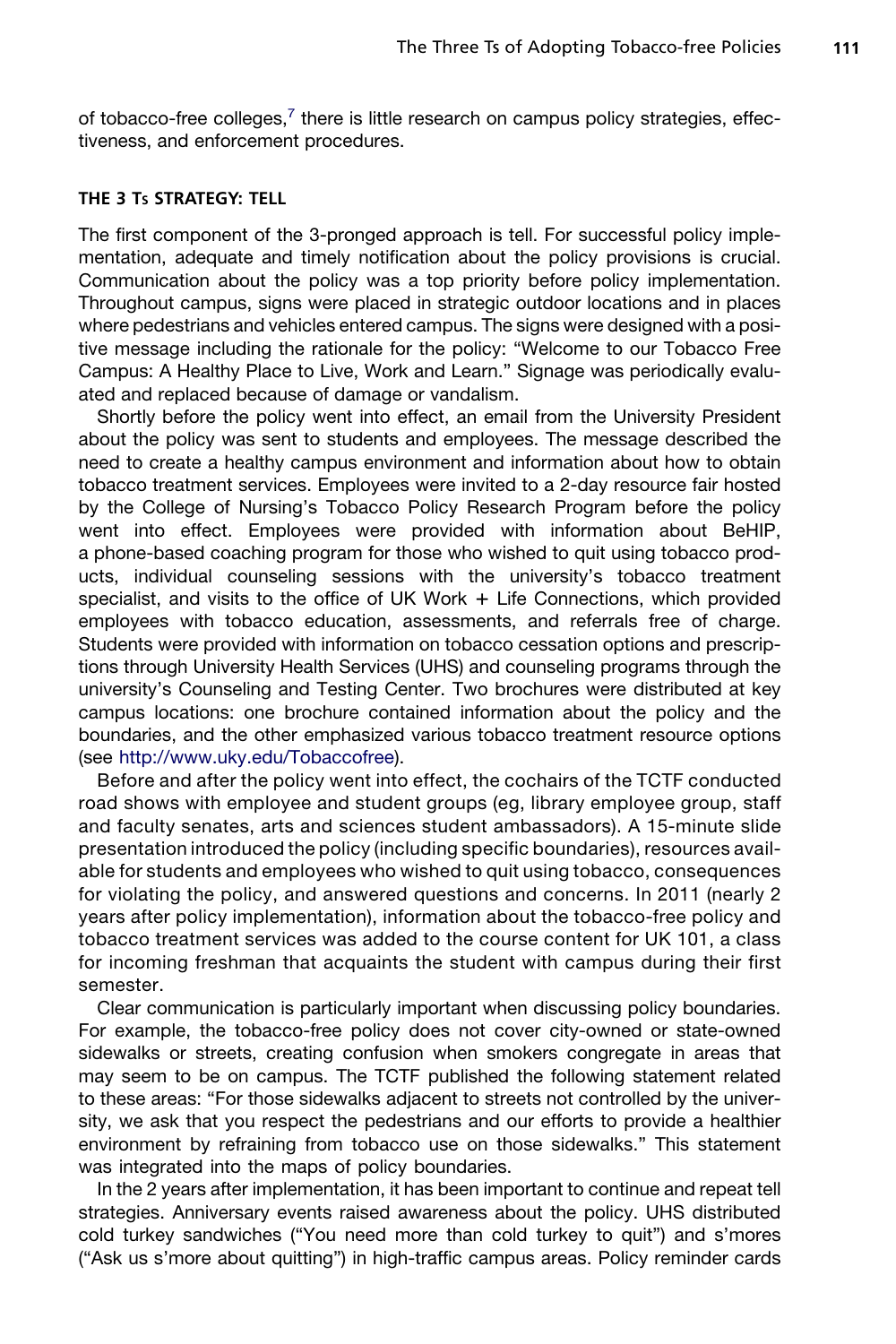of tobacco-free colleges,[7] there is little research on campus policy strategies, effectiveness, and enforcement procedures.

## THE 3 Ts STRATEGY: TELL

The first component of the 3-pronged approach is tell. For successful policy implementation, adequate and timely notification about the policy provisions is crucial. Communication about the policy was a top priority before policy implementation. Throughout campus, signs were placed in strategic outdoor locations and in places where pedestrians and vehicles entered campus. The signs were designed with a positive message including the rationale for the policy: "Welcome to our Tobacco Free Campus: A Healthy Place to Live, Work and Learn." Signage was periodically evaluated and replaced because of damage or vandalism.

Shortly before the policy went into effect, an email from the University President about the policy was sent to students and employees. The message described the need to create a healthy campus environment and information about how to obtain tobacco treatment services. Employees were invited to a 2-day resource fair hosted by the College of Nursing's Tobacco Policy Research Program before the policy went into effect. Employees were provided with information about BeHIP, a phone-based coaching program for those who wished to quit using tobacco products, individual counseling sessions with the university's tobacco treatment specialist, and visits to the office of UK Work + Life Connections, which provided employees with tobacco education, assessments, and referrals free of charge. Students were provided with information on tobacco cessation options and prescriptions through University Health Services (UHS) and counseling programs through the university's Counseling and Testing Center. Two brochures were distributed at key campus locations: one brochure contained information about the policy and the boundaries, and the other emphasized various tobacco treatment resource options (see http://www.uky.edu/Tobaccofree).

Before and after the policy went into effect, the cochairs of the TCTF conducted road shows with employee and student groups (eg, library employee group, staff and faculty senates, arts and sciences student ambassadors). A 15-minute slide presentation introduced the policy (including specific boundaries), resources available for students and employees who wished to quit using tobacco, consequences for violating the policy, and answered questions and concerns. In 2011 (nearly 2 years after policy implementation), information about the tobacco-free policy and tobacco treatment services was added to the course content for UK 101, a class for incoming freshman that acquaints the student with campus during their first semester.

Clear communication is particularly important when discussing policy boundaries. For example, the tobacco-free policy does not cover city-owned or state-owned sidewalks or streets, creating confusion when smokers congregate in areas that may seem to be on campus. The TCTF published the following statement related to these areas: "For those sidewalks adjacent to streets not controlled by the university, we ask that you respect the pedestrians and our efforts to provide a healthier environment by refraining from tobacco use on those sidewalks." This statement was integrated into the maps of policy boundaries.

In the 2 years after implementation, it has been important to continue and repeat tell strategies. Anniversary events raised awareness about the policy. UHS distributed cold turkey sandwiches ("You need more than cold turkey to quit") and s'mores ("Ask us s'more about quitting") in high-traffic campus areas. Policy reminder cards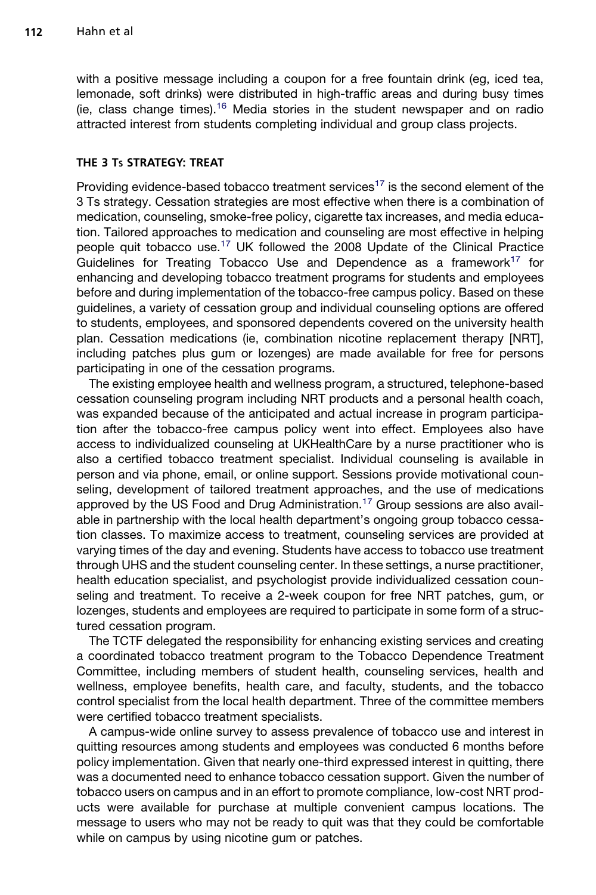with a positive message including a coupon for a free fountain drink (eg, iced tea, lemonade, soft drinks) were distributed in high-traffic areas and during busy times (ie, class change times).[16] Media stories in the student newspaper and on radio attracted interest from students completing individual and group class projects.

## THE 3 Ts STRATEGY: TREAT

Providing evidence-based tobacco treatment services[17] is the second element of the 3 Ts strategy. Cessation strategies are most effective when there is a combination of medication, counseling, smoke-free policy, cigarette tax increases, and media education. Tailored approaches to medication and counseling are most effective in helping people quit tobacco use.[17] UK followed the 2008 Update of the Clinical Practice Guidelines for Treating Tobacco Use and Dependence as a framework[17] for enhancing and developing tobacco treatment programs for students and employees before and during implementation of the tobacco-free campus policy. Based on these guidelines, a variety of cessation group and individual counseling options are offered to students, employees, and sponsored dependents covered on the university health plan. Cessation medications (ie, combination nicotine replacement therapy [NRT], including patches plus gum or lozenges) are made available for free for persons participating in one of the cessation programs.

The existing employee health and wellness program, a structured, telephone-based cessation counseling program including NRT products and a personal health coach, was expanded because of the anticipated and actual increase in program participation after the tobacco-free campus policy went into effect. Employees also have access to individualized counseling at UKHealthCare by a nurse practitioner who is also a certified tobacco treatment specialist. Individual counseling is available in person and via phone, email, or online support. Sessions provide motivational counseling, development of tailored treatment approaches, and the use of medications approved by the US Food and Drug Administration.[17] Group sessions are also available in partnership with the local health department's ongoing group tobacco cessation classes. To maximize access to treatment, counseling services are provided at varying times of the day and evening. Students have access to tobacco use treatment through UHS and the student counseling center. In these settings, a nurse practitioner, health education specialist, and psychologist provide individualized cessation counseling and treatment. To receive a 2-week coupon for free NRT patches, gum, or lozenges, students and employees are required to participate in some form of a structured cessation program.

The TCTF delegated the responsibility for enhancing existing services and creating a coordinated tobacco treatment program to the Tobacco Dependence Treatment Committee, including members of student health, counseling services, health and wellness, employee benefits, health care, and faculty, students, and the tobacco control specialist from the local health department. Three of the committee members were certified tobacco treatment specialists.

A campus-wide online survey to assess prevalence of tobacco use and interest in quitting resources among students and employees was conducted 6 months before policy implementation. Given that nearly one-third expressed interest in quitting, there was a documented need to enhance tobacco cessation support. Given the number of tobacco users on campus and in an effort to promote compliance, low-cost NRT products were available for purchase at multiple convenient campus locations. The message to users who may not be ready to quit was that they could be comfortable while on campus by using nicotine gum or patches.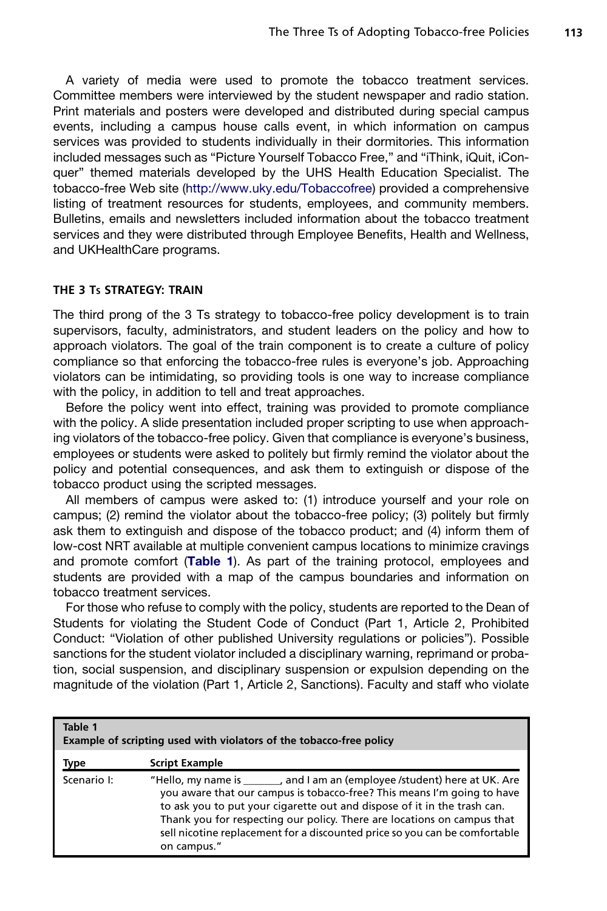A variety of media were used to promote the tobacco treatment services. Committee members were interviewed by the student newspaper and radio station. Print materials and posters were developed and distributed during special campus events, including a campus house calls event, in which information on campus services was provided to students individually in their dormitories. This information included messages such as "Picture Yourself Tobacco Free," and "iThink, iQuit, iConquer" themed materials developed by the UHS Health Education Specialist. The tobacco-free Web site (http://www.uky.edu/Tobaccofree) provided a comprehensive listing of treatment resources for students, employees, and community members. Bulletins, emails and newsletters included information about the tobacco treatment services and they were distributed through Employee Benefits, Health and Wellness, and UKHealthCare programs.

## THE 3 Ts STRATEGY: TRAIN

The third prong of the 3 Ts strategy to tobacco-free policy development is to train supervisors, faculty, administrators, and student leaders on the policy and how to approach violators. The goal of the train component is to create a culture of policy compliance so that enforcing the tobacco-free rules is everyone's job. Approaching violators can be intimidating, so providing tools is one way to increase compliance with the policy, in addition to tell and treat approaches.

Before the policy went into effect, training was provided to promote compliance with the policy. A slide presentation included proper scripting to use when approaching violators of the tobacco-free policy. Given that compliance is everyone's business, employees or students were asked to politely but firmly remind the violator about the policy and potential consequences, and ask them to extinguish or dispose of the tobacco product using the scripted messages.

All members of campus were asked to: (1) introduce yourself and your role on campus; (2) remind the violator about the tobacco-free policy; (3) politely but firmly ask them to extinguish and dispose of the tobacco product; and (4) inform them of low-cost NRT available at multiple convenient campus locations to minimize cravings and promote comfort (**Table 1**). As part of the training protocol, employees and students are provided with a map of the campus boundaries and information on tobacco treatment services.

For those who refuse to comply with the policy, students are reported to the Dean of Students for violating the Student Code of Conduct (Part 1, Article 2, Prohibited Conduct: "Violation of other published University regulations or policies"). Possible sanctions for the student violator included a disciplinary warning, reprimand or probation, social suspension, and disciplinary suspension or expulsion depending on the magnitude of the violation (Part 1, Article 2, Sanctions). Faculty and staff who violate

**Table 1**
**Example of scripting used with violators of the tobacco-free policy**

| Type | Script Example |
|---|---|
| Scenario I: | "Hello, my name is _______, and I am an (employee /student) here at UK. Are you aware that our campus is tobacco-free? This means I'm going to have to ask you to put your cigarette out and dispose of it in the trash can. Thank you for respecting our policy. There are locations on campus that sell nicotine replacement for a discounted price so you can be comfortable on campus." |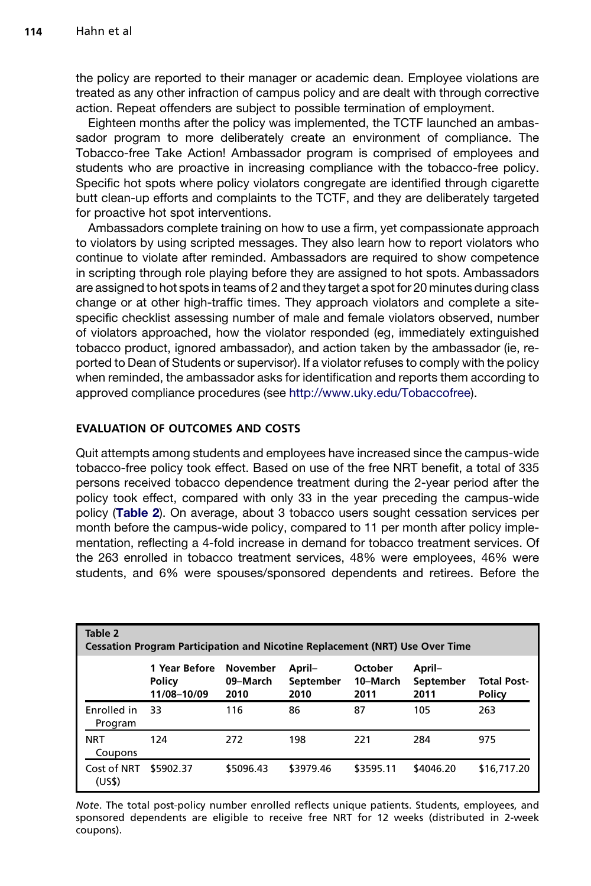the policy are reported to their manager or academic dean. Employee violations are treated as any other infraction of campus policy and are dealt with through corrective action. Repeat offenders are subject to possible termination of employment.

Eighteen months after the policy was implemented, the TCTF launched an ambassador program to more deliberately create an environment of compliance. The Tobacco-free Take Action! Ambassador program is comprised of employees and students who are proactive in increasing compliance with the tobacco-free policy. Specific hot spots where policy violators congregate are identified through cigarette butt clean-up efforts and complaints to the TCTF, and they are deliberately targeted for proactive hot spot interventions.

Ambassadors complete training on how to use a firm, yet compassionate approach to violators by using scripted messages. They also learn how to report violators who continue to violate after reminded. Ambassadors are required to show competence in scripting through role playing before they are assigned to hot spots. Ambassadors are assigned to hot spots in teams of 2 and they target a spot for 20 minutes during class change or at other high-traffic times. They approach violators and complete a site-specific checklist assessing number of male and female violators observed, number of violators approached, how the violator responded (eg, immediately extinguished tobacco product, ignored ambassador), and action taken by the ambassador (ie, reported to Dean of Students or supervisor). If a violator refuses to comply with the policy when reminded, the ambassador asks for identification and reports them according to approved compliance procedures (see http://www.uky.edu/Tobaccofree).

## EVALUATION OF OUTCOMES AND COSTS

Quit attempts among students and employees have increased since the campus-wide tobacco-free policy took effect. Based on use of the free NRT benefit, a total of 335 persons received tobacco dependence treatment during the 2-year period after the policy took effect, compared with only 33 in the year preceding the campus-wide policy (**Table 2**). On average, about 3 tobacco users sought cessation services per month before the campus-wide policy, compared to 11 per month after policy implementation, reflecting a 4-fold increase in demand for tobacco treatment services. Of the 263 enrolled in tobacco treatment services, 48% were employees, 46% were students, and 6% were spouses/sponsored dependents and retirees. Before the

**Table 2**
**Cessation Program Participation and Nicotine Replacement (NRT) Use Over Time**

| | 1 Year Before Policy 11/08–10/09 | November 09–March 2010 | April–September 2010 | October 10–March 2011 | April–September 2011 | Total Post-Policy |
|---|---|---|---|---|---|---|
| Enrolled in Program | 33 | 116 | 86 | 87 | 105 | 263 |
| NRT Coupons | 124 | 272 | 198 | 221 | 284 | 975 |
| Cost of NRT (US$) | $5902.37 | $5096.43 | $3979.46 | $3595.11 | $4046.20 | $16,717.20 |

*Note*. The total post-policy number enrolled reflects unique patients. Students, employees, and sponsored dependents are eligible to receive free NRT for 12 weeks (distributed in 2-week coupons).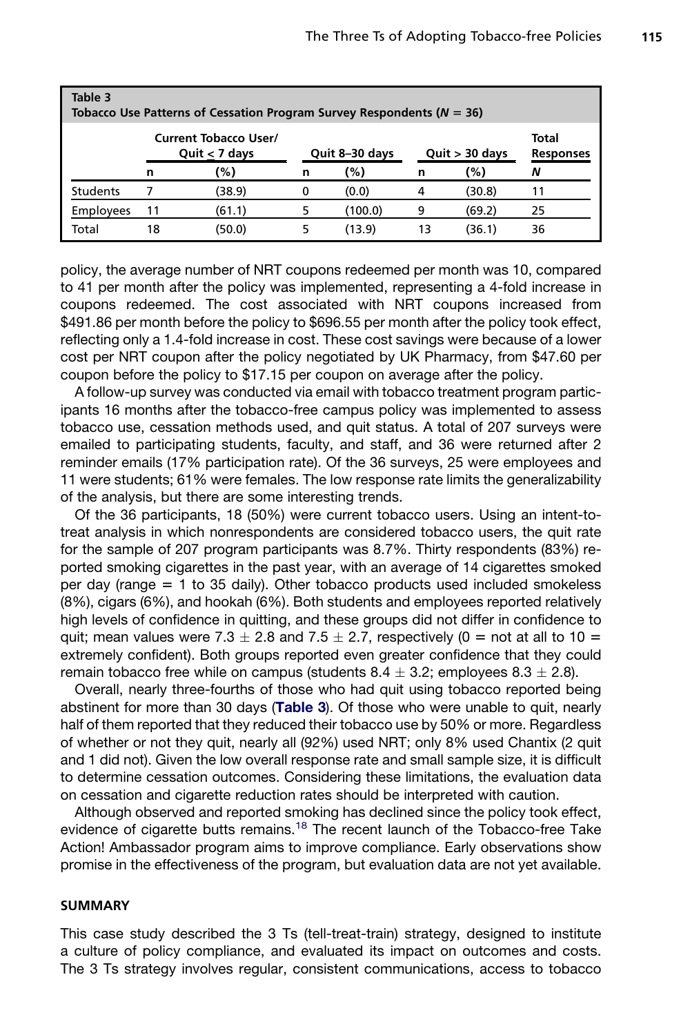**Table 3**
**Tobacco Use Patterns of Cessation Program Survey Respondents ($N = 36$)**

| | Current Tobacco User/ Quit ≤ 7 days | | Quit 8–30 days | | Quit > 30 days | | Total Responses |
|---|---|---|---|---|---|---|---|
| | n | (%) | n | (%) | n | (%) | N |
| Students | 7 | (38.9) | 0 | (0.0) | 4 | (30.8) | 11 |
| Employees | 11 | (61.1) | 5 | (100.0) | 9 | (69.2) | 25 |
| Total | 18 | (50.0) | 5 | (13.9) | 13 | (36.1) | 36 |

policy, the average number of NRT coupons redeemed per month was 10, compared to 41 per month after the policy was implemented, representing a 4-fold increase in coupons redeemed. The cost associated with NRT coupons increased from $491.86 per month before the policy to $696.55 per month after the policy took effect, reflecting only a 1.4-fold increase in cost. These cost savings were because of a lower cost per NRT coupon after the policy negotiated by UK Pharmacy, from $47.60 per coupon before the policy to $17.15 per coupon on average after the policy.

A follow-up survey was conducted via email with tobacco treatment program participants 16 months after the tobacco-free campus policy was implemented to assess tobacco use, cessation methods used, and quit status. A total of 207 surveys were emailed to participating students, faculty, and staff, and 36 were returned after 2 reminder emails (17% participation rate). Of the 36 surveys, 25 were employees and 11 were students; 61% were females. The low response rate limits the generalizability of the analysis, but there are some interesting trends.

Of the 36 participants, 18 (50%) were current tobacco users. Using an intent-to-treat analysis in which nonrespondents are considered tobacco users, the quit rate for the sample of 207 program participants was 8.7%. Thirty respondents (83%) reported smoking cigarettes in the past year, with an average of 14 cigarettes smoked per day (range = 1 to 35 daily). Other tobacco products used included smokeless (8%), cigars (6%), and hookah (6%). Both students and employees reported relatively high levels of confidence in quitting, and these groups did not differ in confidence to quit; mean values were $7.3 \pm 2.8$ and $7.5 \pm 2.7$, respectively (0 = not at all to 10 = extremely confident). Both groups reported even greater confidence that they could remain tobacco free while on campus (students $8.4 \pm 3.2$; employees $8.3 \pm 2.8$).

Overall, nearly three-fourths of those who had quit using tobacco reported being abstinent for more than 30 days (**Table 3**). Of those who were unable to quit, nearly half of them reported that they reduced their tobacco use by 50% or more. Regardless of whether or not they quit, nearly all (92%) used NRT; only 8% used Chantix (2 quit and 1 did not). Given the low overall response rate and small sample size, it is difficult to determine cessation outcomes. Considering these limitations, the evaluation data on cessation and cigarette reduction rates should be interpreted with caution.

Although observed and reported smoking has declined since the policy took effect, evidence of cigarette butts remains.[18] The recent launch of the Tobacco-free Take Action! Ambassador program aims to improve compliance. Early observations show promise in the effectiveness of the program, but evaluation data are not yet available.

## SUMMARY

This case study described the 3 Ts (tell-treat-train) strategy, designed to institute a culture of policy compliance, and evaluated its impact on outcomes and costs. The 3 Ts strategy involves regular, consistent communications, access to tobacco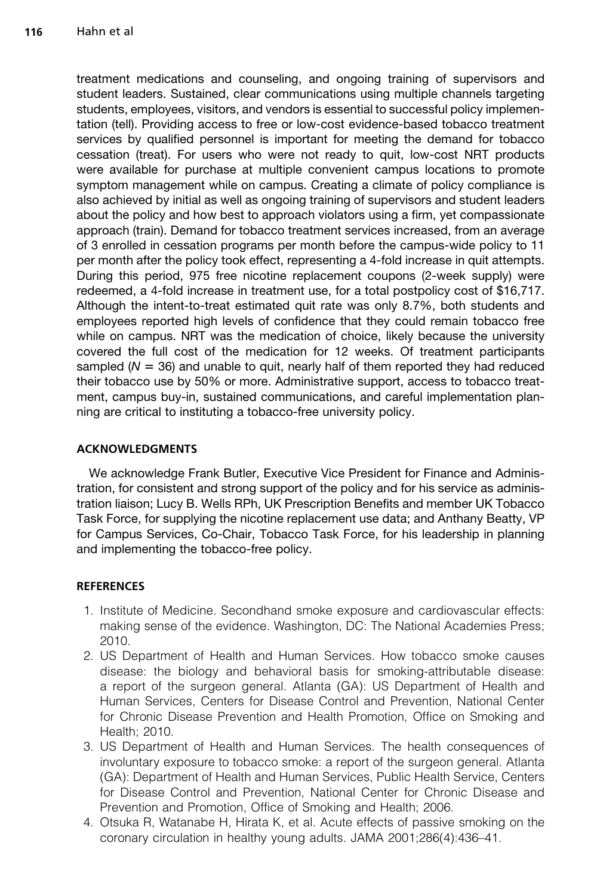treatment medications and counseling, and ongoing training of supervisors and student leaders. Sustained, clear communications using multiple channels targeting students, employees, visitors, and vendors is essential to successful policy implementation (tell). Providing access to free or low-cost evidence-based tobacco treatment services by qualified personnel is important for meeting the demand for tobacco cessation (treat). For users who were not ready to quit, low-cost NRT products were available for purchase at multiple convenient campus locations to promote symptom management while on campus. Creating a climate of policy compliance is also achieved by initial as well as ongoing training of supervisors and student leaders about the policy and how best to approach violators using a firm, yet compassionate approach (train). Demand for tobacco treatment services increased, from an average of 3 enrolled in cessation programs per month before the campus-wide policy to 11 per month after the policy took effect, representing a 4-fold increase in quit attempts. During this period, 975 free nicotine replacement coupons (2-week supply) were redeemed, a 4-fold increase in treatment use, for a total postpolicy cost of $16,717. Although the intent-to-treat estimated quit rate was only 8.7%, both students and employees reported high levels of confidence that they could remain tobacco free while on campus. NRT was the medication of choice, likely because the university covered the full cost of the medication for 12 weeks. Of treatment participants sampled (*N* = 36) and unable to quit, nearly half of them reported they had reduced their tobacco use by 50% or more. Administrative support, access to tobacco treatment, campus buy-in, sustained communications, and careful implementation planning are critical to instituting a tobacco-free university policy.

## ACKNOWLEDGMENTS

We acknowledge Frank Butler, Executive Vice President for Finance and Administration, for consistent and strong support of the policy and for his service as administration liaison; Lucy B. Wells RPh, UK Prescription Benefits and member UK Tobacco Task Force, for supplying the nicotine replacement use data; and Anthany Beatty, VP for Campus Services, Co-Chair, Tobacco Task Force, for his leadership in planning and implementing the tobacco-free policy.

## REFERENCES

1. Institute of Medicine. Secondhand smoke exposure and cardiovascular effects: making sense of the evidence. Washington, DC: The National Academies Press; 2010.
2. US Department of Health and Human Services. How tobacco smoke causes disease: the biology and behavioral basis for smoking-attributable disease: a report of the surgeon general. Atlanta (GA): US Department of Health and Human Services, Centers for Disease Control and Prevention, National Center for Chronic Disease Prevention and Health Promotion, Office on Smoking and Health; 2010.
3. US Department of Health and Human Services. The health consequences of involuntary exposure to tobacco smoke: a report of the surgeon general. Atlanta (GA): Department of Health and Human Services, Public Health Service, Centers for Disease Control and Prevention, National Center for Chronic Disease and Prevention and Promotion, Office of Smoking and Health; 2006.
4. Otsuka R, Watanabe H, Hirata K, et al. Acute effects of passive smoking on the coronary circulation in healthy young adults. JAMA 2001;286(4):436–41.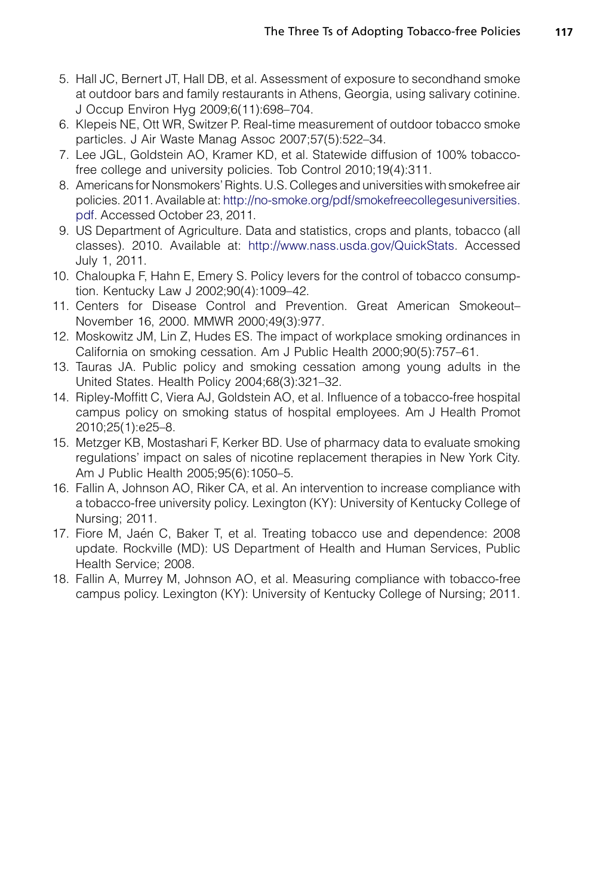5. Hall JC, Bernert JT, Hall DB, et al. Assessment of exposure to secondhand smoke at outdoor bars and family restaurants in Athens, Georgia, using salivary cotinine. J Occup Environ Hyg 2009;6(11):698–704.
6. Klepeis NE, Ott WR, Switzer P. Real-time measurement of outdoor tobacco smoke particles. J Air Waste Manag Assoc 2007;57(5):522–34.
7. Lee JGL, Goldstein AO, Kramer KD, et al. Statewide diffusion of 100% tobacco-free college and university policies. Tob Control 2010;19(4):311.
8. Americans for Nonsmokers' Rights. U.S. Colleges and universities with smokefree air policies. 2011. Available at: http://no-smoke.org/pdf/smokefreecollegesuniversities.pdf. Accessed October 23, 2011.
9. US Department of Agriculture. Data and statistics, crops and plants, tobacco (all classes). 2010. Available at: http://www.nass.usda.gov/QuickStats. Accessed July 1, 2011.
10. Chaloupka F, Hahn E, Emery S. Policy levers for the control of tobacco consumption. Kentucky Law J 2002;90(4):1009–42.
11. Centers for Disease Control and Prevention. Great American Smokeout–November 16, 2000. MMWR 2000;49(3):977.
12. Moskowitz JM, Lin Z, Hudes ES. The impact of workplace smoking ordinances in California on smoking cessation. Am J Public Health 2000;90(5):757–61.
13. Tauras JA. Public policy and smoking cessation among young adults in the United States. Health Policy 2004;68(3):321–32.
14. Ripley-Moffitt C, Viera AJ, Goldstein AO, et al. Influence of a tobacco-free hospital campus policy on smoking status of hospital employees. Am J Health Promot 2010;25(1):e25–8.
15. Metzger KB, Mostashari F, Kerker BD. Use of pharmacy data to evaluate smoking regulations' impact on sales of nicotine replacement therapies in New York City. Am J Public Health 2005;95(6):1050–5.
16. Fallin A, Johnson AO, Riker CA, et al. An intervention to increase compliance with a tobacco-free university policy. Lexington (KY): University of Kentucky College of Nursing; 2011.
17. Fiore M, Jaén C, Baker T, et al. Treating tobacco use and dependence: 2008 update. Rockville (MD): US Department of Health and Human Services, Public Health Service; 2008.
18. Fallin A, Murrey M, Johnson AO, et al. Measuring compliance with tobacco-free campus policy. Lexington (KY): University of Kentucky College of Nursing; 2011.